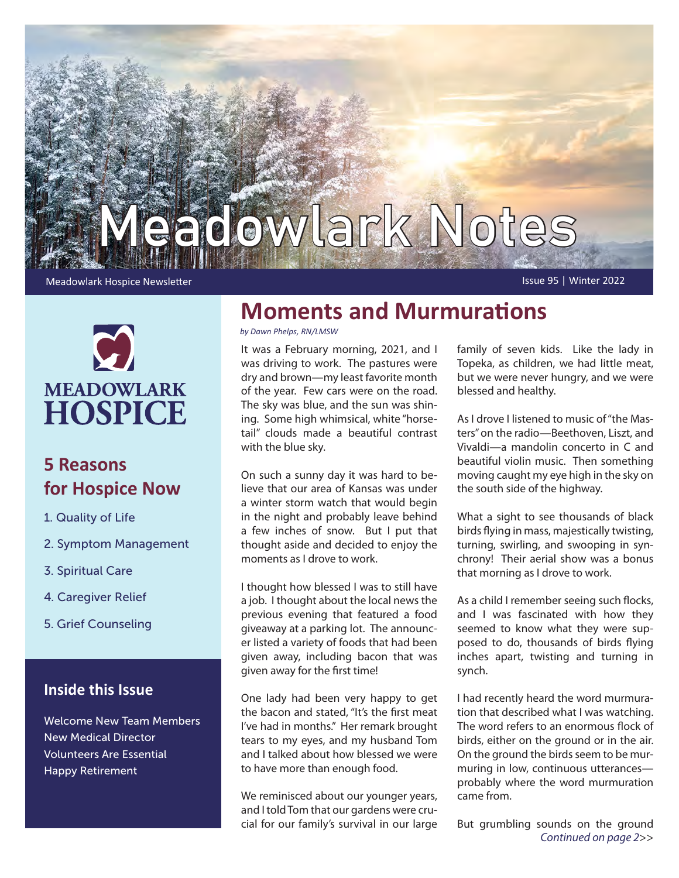# Meadowlark Notes

Meadowlark Hospice Newsletter

Issue 95 | Winter 2022

MEADOWLARK HOSPICE

## 5 Reasons for Hospice Now

1. Quality of Life
2. Symptom Management
3. Spiritual Care
4. Caregiver Relief
5. Grief Counseling

## Inside this Issue

Welcome New Team Members
New Medical Director
Volunteers Are Essential
Happy Retirement

# Moments and Murmurations

*by Dawn Phelps, RN/LMSW*

It was a February morning, 2021, and I was driving to work. The pastures were dry and brown—my least favorite month of the year. Few cars were on the road. The sky was blue, and the sun was shining. Some high whimsical, white "horsetail" clouds made a beautiful contrast with the blue sky.

On such a sunny day it was hard to believe that our area of Kansas was under a winter storm watch that would begin in the night and probably leave behind a few inches of snow. But I put that thought aside and decided to enjoy the moments as I drove to work.

I thought how blessed I was to still have a job. I thought about the local news the previous evening that featured a food giveaway at a parking lot. The announcer listed a variety of foods that had been given away, including bacon that was given away for the first time!

One lady had been very happy to get the bacon and stated, "It's the first meat I've had in months." Her remark brought tears to my eyes, and my husband Tom and I talked about how blessed we were to have more than enough food.

We reminisced about our younger years, and I told Tom that our gardens were crucial for our family's survival in our large family of seven kids. Like the lady in Topeka, as children, we had little meat, but we were never hungry, and we were blessed and healthy.

As I drove I listened to music of "the Masters" on the radio—Beethoven, Liszt, and Vivaldi—a mandolin concerto in C and beautiful violin music. Then something moving caught my eye high in the sky on the south side of the highway.

What a sight to see thousands of black birds flying in mass, majestically twisting, turning, swirling, and swooping in synchrony! Their aerial show was a bonus that morning as I drove to work.

As a child I remember seeing such flocks, and I was fascinated with how they seemed to know what they were supposed to do, thousands of birds flying inches apart, twisting and turning in synch.

I had recently heard the word murmuration that described what I was watching. The word refers to an enormous flock of birds, either on the ground or in the air. On the ground the birds seem to be murmuring in low, continuous utterances—probably where the word murmuration came from.

But grumbling sounds on the ground

*Continued on page 2>>*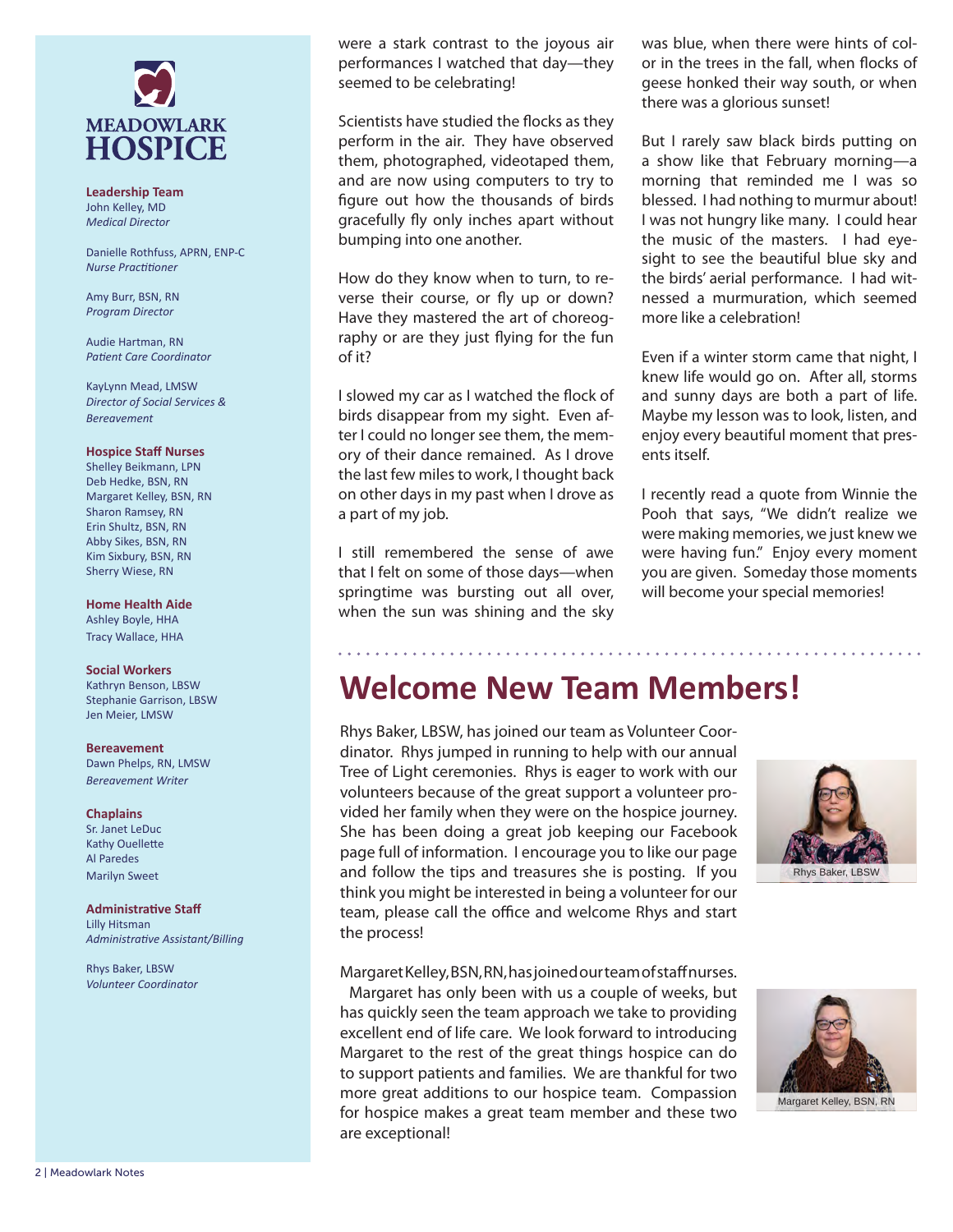MEADOWLARK HOSPICE

**Leadership Team**
John Kelley, MD
*Medical Director*

Danielle Rothfuss, APRN, ENP-C
*Nurse Practitioner*

Amy Burr, BSN, RN
*Program Director*

Audie Hartman, RN
*Patient Care Coordinator*

KayLynn Mead, LMSW
*Director of Social Services & Bereavement*

**Hospice Staff Nurses**
Shelley Beikmann, LPN
Deb Hedke, BSN, RN
Margaret Kelley, BSN, RN
Sharon Ramsey, RN
Erin Shultz, BSN, RN
Abby Sikes, BSN, RN
Kim Sixbury, BSN, RN
Sherry Wiese, RN

**Home Health Aide**
Ashley Boyle, HHA
Tracy Wallace, HHA

**Social Workers**
Kathryn Benson, LBSW
Stephanie Garrison, LBSW
Jen Meier, LMSW

**Bereavement**
Dawn Phelps, RN, LMSW
*Bereavement Writer*

**Chaplains**
Sr. Janet LeDuc
Kathy Ouellette
Al Paredes
Marilyn Sweet

**Administrative Staff**
Lilly Hitsman
*Administrative Assistant/Billing*

Rhys Baker, LBSW
*Volunteer Coordinator*

were a stark contrast to the joyous air performances I watched that day—they seemed to be celebrating!

Scientists have studied the flocks as they perform in the air. They have observed them, photographed, videotaped them, and are now using computers to try to figure out how the thousands of birds gracefully fly only inches apart without bumping into one another.

How do they know when to turn, to reverse their course, or fly up or down? Have they mastered the art of choreography or are they just flying for the fun of it?

I slowed my car as I watched the flock of birds disappear from my sight. Even after I could no longer see them, the memory of their dance remained. As I drove the last few miles to work, I thought back on other days in my past when I drove as a part of my job.

I still remembered the sense of awe that I felt on some of those days—when springtime was bursting out all over, when the sun was shining and the sky was blue, when there were hints of color in the trees in the fall, when flocks of geese honked their way south, or when there was a glorious sunset!

But I rarely saw black birds putting on a show like that February morning—a morning that reminded me I was so blessed. I had nothing to murmur about! I was not hungry like many. I could hear the music of the masters. I had eyesight to see the beautiful blue sky and the birds' aerial performance. I had witnessed a murmuration, which seemed more like a celebration!

Even if a winter storm came that night, I knew life would go on. After all, storms and sunny days are both a part of life. Maybe my lesson was to look, listen, and enjoy every beautiful moment that presents itself.

I recently read a quote from Winnie the Pooh that says, "We didn't realize we were making memories, we just knew we were having fun." Enjoy every moment you are given. Someday those moments will become your special memories!

# Welcome New Team Members!

Rhys Baker, LBSW, has joined our team as Volunteer Coordinator. Rhys jumped in running to help with our annual Tree of Light ceremonies. Rhys is eager to work with our volunteers because of the great support a volunteer provided her family when they were on the hospice journey. She has been doing a great job keeping our Facebook page full of information. I encourage you to like our page and follow the tips and treasures she is posting. If you think you might be interested in being a volunteer for our team, please call the office and welcome Rhys and start the process!

Rhys Baker, LBSW

Margaret Kelley, BSN, RN, has joined our team of staff nurses. Margaret has only been with us a couple of weeks, but has quickly seen the team approach we take to providing excellent end of life care. We look forward to introducing Margaret to the rest of the great things hospice can do to support patients and families. We are thankful for two more great additions to our hospice team. Compassion for hospice makes a great team member and these two are exceptional!

Margaret Kelley, BSN, RN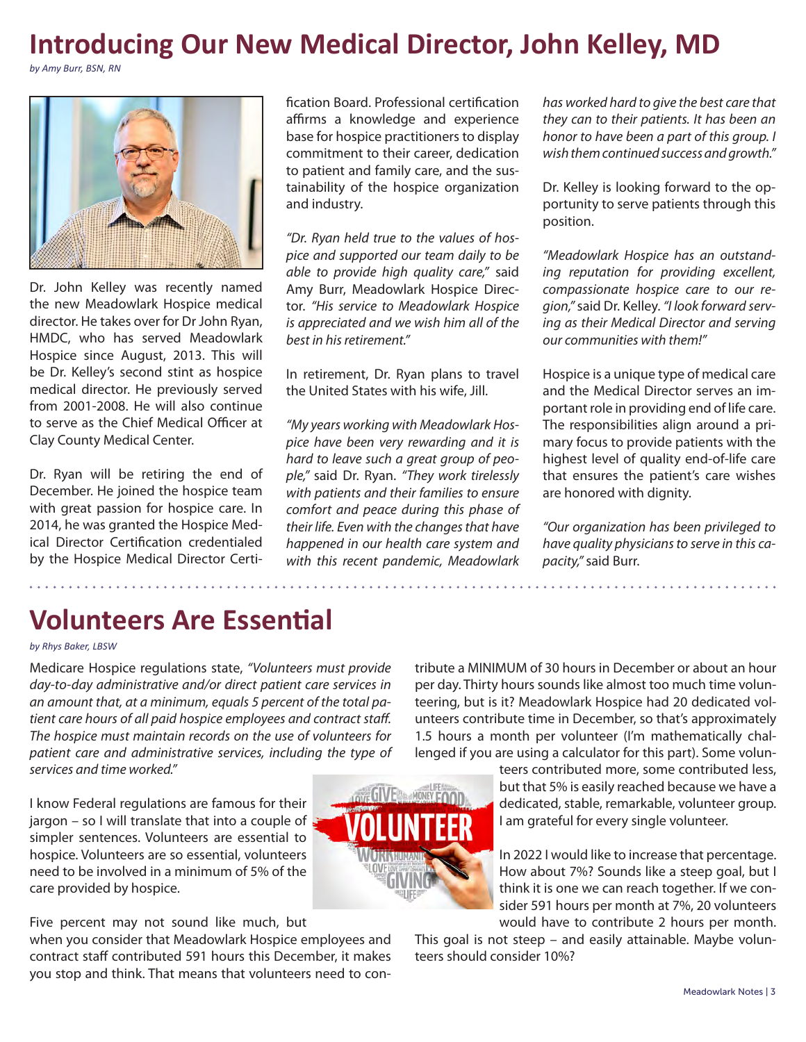# Introducing Our New Medical Director, John Kelley, MD

*by Amy Burr, BSN, RN*

Dr. John Kelley was recently named the new Meadowlark Hospice medical director. He takes over for Dr John Ryan, HMDC, who has served Meadowlark Hospice since August, 2013. This will be Dr. Kelley's second stint as hospice medical director. He previously served from 2001-2008. He will also continue to serve as the Chief Medical Officer at Clay County Medical Center.

Dr. Ryan will be retiring the end of December. He joined the hospice team with great passion for hospice care. In 2014, he was granted the Hospice Medical Director Certification credentialed by the Hospice Medical Director Certification Board. Professional certification affirms a knowledge and experience base for hospice practitioners to display commitment to their career, dedication to patient and family care, and the sustainability of the hospice organization and industry.

*"Dr. Ryan held true to the values of hospice and supported our team daily to be able to provide high quality care,"* said Amy Burr, Meadowlark Hospice Director. *"His service to Meadowlark Hospice is appreciated and we wish him all of the best in his retirement."*

In retirement, Dr. Ryan plans to travel the United States with his wife, Jill.

*"My years working with Meadowlark Hospice have been very rewarding and it is hard to leave such a great group of people,"* said Dr. Ryan. *"They work tirelessly with patients and their families to ensure comfort and peace during this phase of their life. Even with the changes that have happened in our health care system and with this recent pandemic, Meadowlark has worked hard to give the best care that they can to their patients. It has been an honor to have been a part of this group. I wish them continued success and growth."*

Dr. Kelley is looking forward to the opportunity to serve patients through this position.

*"Meadowlark Hospice has an outstanding reputation for providing excellent, compassionate hospice care to our region,"* said Dr. Kelley. *"I look forward serving as their Medical Director and serving our communities with them!"*

Hospice is a unique type of medical care and the Medical Director serves an important role in providing end of life care. The responsibilities align around a primary focus to provide patients with the highest level of quality end-of-life care that ensures the patient's care wishes are honored with dignity.

*"Our organization has been privileged to have quality physicians to serve in this capacity,"* said Burr.

# Volunteers Are Essential

*by Rhys Baker, LBSW*

Medicare Hospice regulations state, *"Volunteers must provide day-to-day administrative and/or direct patient care services in an amount that, at a minimum, equals 5 percent of the total patient care hours of all paid hospice employees and contract staff. The hospice must maintain records on the use of volunteers for patient care and administrative services, including the type of services and time worked."*

I know Federal regulations are famous for their jargon – so I will translate that into a couple of simpler sentences. Volunteers are essential to hospice. Volunteers are so essential, volunteers need to be involved in a minimum of 5% of the care provided by hospice.

Five percent may not sound like much, but when you consider that Meadowlark Hospice employees and contract staff contributed 591 hours this December, it makes you stop and think. That means that volunteers need to contribute a MINIMUM of 30 hours in December or about an hour per day. Thirty hours sounds like almost too much time volunteering, but is it? Meadowlark Hospice had 20 dedicated volunteers contribute time in December, so that's approximately 1.5 hours a month per volunteer (I'm mathematically challenged if you are using a calculator for this part). Some volunteers contributed more, some contributed less, but that 5% is easily reached because we have a dedicated, stable, remarkable, volunteer group. I am grateful for every single volunteer.

In 2022 I would like to increase that percentage. How about 7%? Sounds like a steep goal, but I think it is one we can reach together. If we consider 591 hours per month at 7%, 20 volunteers would have to contribute 2 hours per month. This goal is not steep – and easily attainable. Maybe volunteers should consider 10%?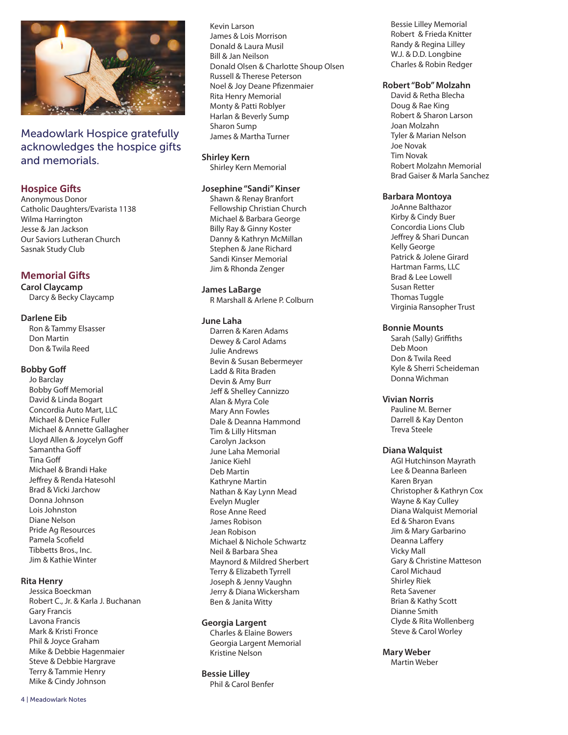Meadowlark Hospice gratefully acknowledges the hospice gifts and memorials.

## Hospice Gifts

Anonymous Donor
Catholic Daughters/Evarista 1138
Wilma Harrington
Jesse & Jan Jackson
Our Saviors Lutheran Church
Sasnak Study Club

## Memorial Gifts

### Carol Claycamp

Darcy & Becky Claycamp

### Darlene Eib

Ron & Tammy Elsasser
Don Martin
Don & Twila Reed

### Bobby Goff

Jo Barclay
Bobby Goff Memorial
David & Linda Bogart
Concordia Auto Mart, LLC
Michael & Denice Fuller
Michael & Annette Gallagher
Lloyd Allen & Joycelyn Goff
Samantha Goff
Tina Goff
Michael & Brandi Hake
Jeffrey & Renda Hatesohl
Brad & Vicki Jarchow
Donna Johnson
Lois Johnston
Diane Nelson
Pride Ag Resources
Pamela Scofield
Tibbetts Bros., Inc.
Jim & Kathie Winter

### Rita Henry

Jessica Boeckman
Robert C., Jr. & Karla J. Buchanan
Gary Francis
Lavona Francis
Mark & Kristi Fronce
Phil & Joyce Graham
Mike & Debbie Hagenmaier
Steve & Debbie Hargrave
Terry & Tammie Henry
Mike & Cindy Johnson
Kevin Larson
James & Lois Morrison
Donald & Laura Musil
Bill & Jan Neilson
Donald Olsen & Charlotte Shoup Olsen
Russell & Therese Peterson
Noel & Joy Deane Pfizenmaier
Rita Henry Memorial
Monty & Patti Roblyer
Harlan & Beverly Sump
Sharon Sump
James & Martha Turner

### Shirley Kern

Shirley Kern Memorial

### Josephine "Sandi" Kinser

Shawn & Renay Branfort
Fellowship Christian Church
Michael & Barbara George
Billy Ray & Ginny Koster
Danny & Kathryn McMillan
Stephen & Jane Richard
Sandi Kinser Memorial
Jim & Rhonda Zenger

### James LaBarge

R Marshall & Arlene P. Colburn

### June Laha

Darren & Karen Adams
Dewey & Carol Adams
Julie Andrews
Bevin & Susan Bebermeyer
Ladd & Rita Braden
Devin & Amy Burr
Jeff & Shelley Cannizzo
Alan & Myra Cole
Mary Ann Fowles
Dale & Deanna Hammond
Tim & Lilly Hitsman
Carolyn Jackson
June Laha Memorial
Janice Kiehl
Deb Martin
Kathryne Martin
Nathan & Kay Lynn Mead
Evelyn Mugler
Rose Anne Reed
James Robison
Jean Robison
Michael & Nichole Schwartz
Neil & Barbara Shea
Maynord & Mildred Sherbert
Terry & Elizabeth Tyrrell
Joseph & Jenny Vaughn
Jerry & Diana Wickersham
Ben & Janita Witty

### Georgia Largent

Charles & Elaine Bowers
Georgia Largent Memorial
Kristine Nelson

### Bessie Lilley

Phil & Carol Benfer
Bessie Lilley Memorial
Robert & Frieda Knitter
Randy & Regina Lilley
W.J. & D.D. Longbine
Charles & Robin Redger

### Robert "Bob" Molzahn

David & Retha Blecha
Doug & Rae King
Robert & Sharon Larson
Joan Molzahn
Tyler & Marian Nelson
Joe Novak
Tim Novak
Robert Molzahn Memorial
Brad Gaiser & Marla Sanchez

### Barbara Montoya

JoAnne Balthazor
Kirby & Cindy Buer
Concordia Lions Club
Jeffrey & Shari Duncan
Kelly George
Patrick & Jolene Girard
Hartman Farms, LLC
Brad & Lee Lowell
Susan Retter
Thomas Tuggle
Virginia Ransopher Trust

### Bonnie Mounts

Sarah (Sally) Griffiths
Deb Moon
Don & Twila Reed
Kyle & Sherri Scheideman
Donna Wichman

### Vivian Norris

Pauline M. Berner
Darrell & Kay Denton
Treva Steele

### Diana Walquist

AGI Hutchinson Mayrath
Lee & Deanna Barleen
Karen Bryan
Christopher & Kathryn Cox
Wayne & Kay Culley
Diana Walquist Memorial
Ed & Sharon Evans
Jim & Mary Garbarino
Deanna Laffery
Vicky Mall
Gary & Christine Matteson
Carol Michaud
Shirley Riek
Reta Savener
Brian & Kathy Scott
Dianne Smith
Clyde & Rita Wollenberg
Steve & Carol Worley

### Mary Weber

Martin Weber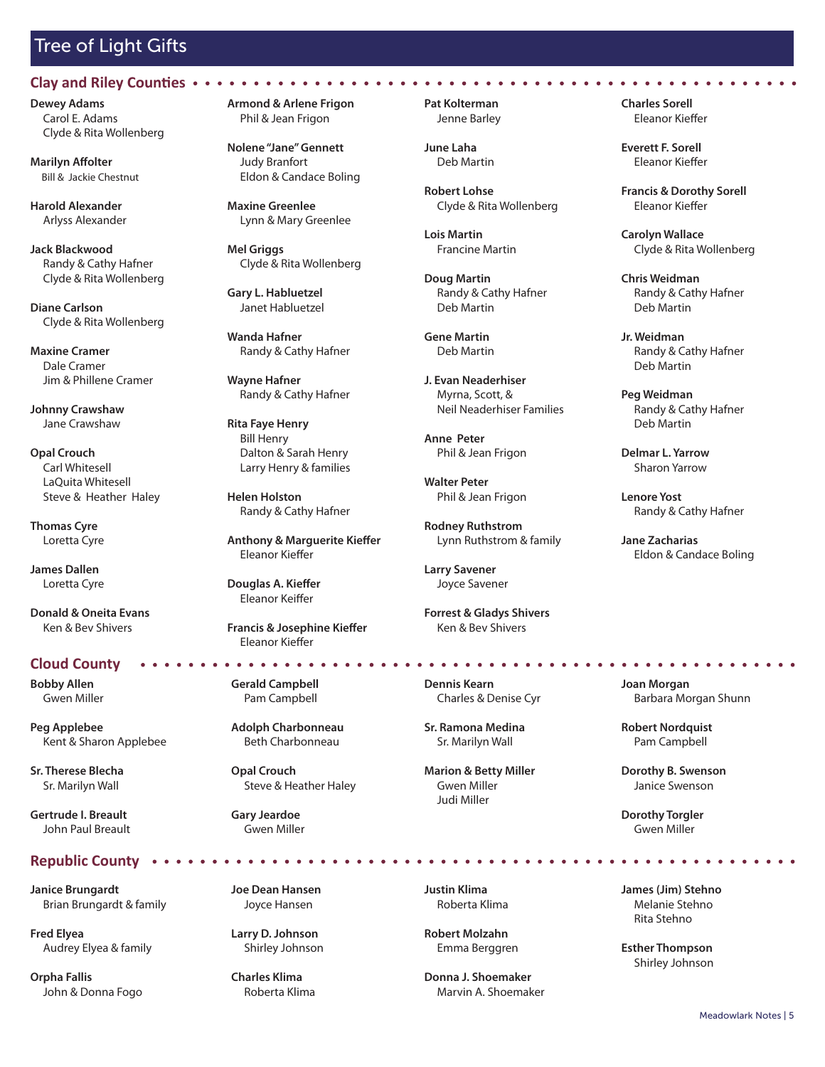# Tree of Light Gifts

## Clay and Riley Counties

**Dewey Adams**
Carol E. Adams
Clyde & Rita Wollenberg

**Marilyn Affolter**
Bill & Jackie Chestnut

**Harold Alexander**
Arlyss Alexander

**Jack Blackwood**
Randy & Cathy Hafner
Clyde & Rita Wollenberg

**Diane Carlson**
Clyde & Rita Wollenberg

**Maxine Cramer**
Dale Cramer
Jim & Phillene Cramer

**Johnny Crawshaw**
Jane Crawshaw

**Opal Crouch**
Carl Whitesell
LaQuita Whitesell
Steve & Heather Haley

**Thomas Cyre**
Loretta Cyre

**James Dallen**
Loretta Cyre

**Donald & Oneita Evans**
Ken & Bev Shivers

**Armond & Arlene Frigon**
Phil & Jean Frigon

**Nolene "Jane" Gennett**
Judy Branfort
Eldon & Candace Boling

**Maxine Greenlee**
Lynn & Mary Greenlee

**Mel Griggs**
Clyde & Rita Wollenberg

**Gary L. Habluetzel**
Janet Habluetzel

**Wanda Hafner**
Randy & Cathy Hafner

**Wayne Hafner**
Randy & Cathy Hafner

**Rita Faye Henry**
Bill Henry
Dalton & Sarah Henry
Larry Henry & families

**Helen Holston**
Randy & Cathy Hafner

**Anthony & Marguerite Kieffer**
Eleanor Kieffer

**Douglas A. Kieffer**
Eleanor Keiffer

**Francis & Josephine Kieffer**
Eleanor Kieffer

**Pat Kolterman**
Jenne Barley

**June Laha**
Deb Martin

**Robert Lohse**
Clyde & Rita Wollenberg

**Lois Martin**
Francine Martin

**Doug Martin**
Randy & Cathy Hafner
Deb Martin

**Gene Martin**
Deb Martin

**J. Evan Neaderhiser**
Myrna, Scott, &
Neil Neaderhiser Families

**Anne Peter**
Phil & Jean Frigon

**Walter Peter**
Phil & Jean Frigon

**Rodney Ruthstrom**
Lynn Ruthstrom & family

**Larry Savener**
Joyce Savener

**Forrest & Gladys Shivers**
Ken & Bev Shivers

**Charles Sorell**
Eleanor Kieffer

**Everett F. Sorell**
Eleanor Kieffer

**Francis & Dorothy Sorell**
Eleanor Kieffer

**Carolyn Wallace**
Clyde & Rita Wollenberg

**Chris Weidman**
Randy & Cathy Hafner
Deb Martin

**Jr. Weidman**
Randy & Cathy Hafner
Deb Martin

**Peg Weidman**
Randy & Cathy Hafner
Deb Martin

**Delmar L. Yarrow**
Sharon Yarrow

**Lenore Yost**
Randy & Cathy Hafner

**Jane Zacharias**
Eldon & Candace Boling

## Cloud County

**Bobby Allen**
Gwen Miller

**Peg Applebee**
Kent & Sharon Applebee

**Sr. Therese Blecha**
Sr. Marilyn Wall

**Gertrude I. Breault**
John Paul Breault

**Gerald Campbell**
Pam Campbell

**Adolph Charbonneau**
Beth Charbonneau

**Opal Crouch**
Steve & Heather Haley

**Gary Jeardoe**
Gwen Miller

**Dennis Kearn**
Charles & Denise Cyr

**Sr. Ramona Medina**
Sr. Marilyn Wall

**Marion & Betty Miller**
Gwen Miller
Judi Miller

**Joan Morgan**
Barbara Morgan Shunn

**Robert Nordquist**
Pam Campbell

**Dorothy B. Swenson**
Janice Swenson

**Dorothy Torgler**
Gwen Miller

## Republic County

**Janice Brungardt**
Brian Brungardt & family

**Fred Elyea**
Audrey Elyea & family

**Orpha Fallis**
John & Donna Fogo

**Joe Dean Hansen**
Joyce Hansen

**Larry D. Johnson**
Shirley Johnson

**Charles Klima**
Roberta Klima

**Justin Klima**
Roberta Klima

**Robert Molzahn**
Emma Berggren

**Donna J. Shoemaker**
Marvin A. Shoemaker

**James (Jim) Stehno**
Melanie Stehno
Rita Stehno

**Esther Thompson**
Shirley Johnson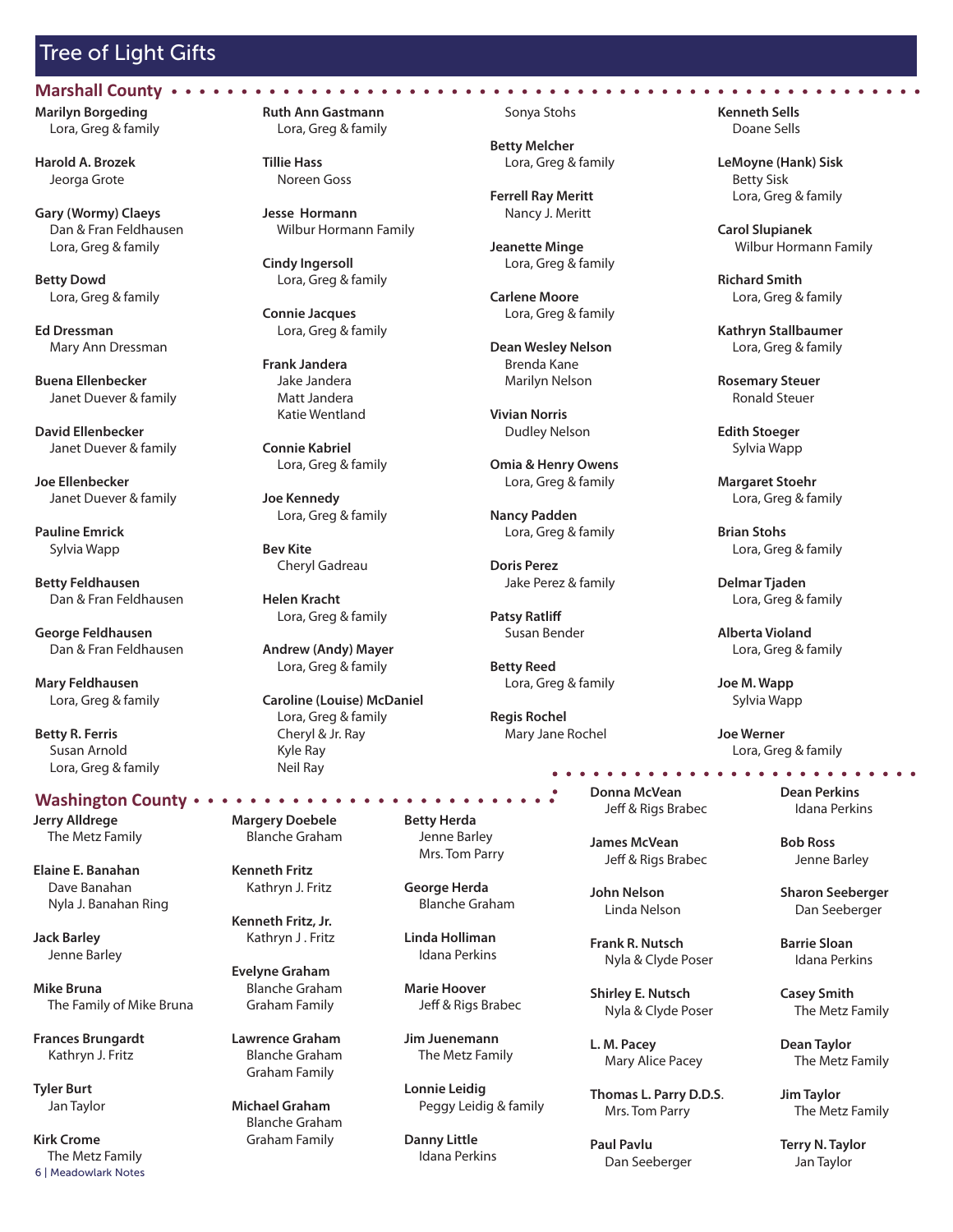# Tree of Light Gifts

## Marshall County

**Marilyn Borgeding**
Lora, Greg & family

**Harold A. Brozek**
Jeorga Grote

**Gary (Wormy) Claeys**
Dan & Fran Feldhausen
Lora, Greg & family

**Betty Dowd**
Lora, Greg & family

**Ed Dressman**
Mary Ann Dressman

**Buena Ellenbecker**
Janet Duever & family

**David Ellenbecker**
Janet Duever & family

**Joe Ellenbecker**
Janet Duever & family

**Pauline Emrick**
Sylvia Wapp

**Betty Feldhausen**
Dan & Fran Feldhausen

**George Feldhausen**
Dan & Fran Feldhausen

**Mary Feldhausen**
Lora, Greg & family

**Betty R. Ferris**
Susan Arnold
Lora, Greg & family

**Ruth Ann Gastmann**
Lora, Greg & family

**Tillie Hass**
Noreen Goss

**Jesse Hormann**
Wilbur Hormann Family

**Cindy Ingersoll**
Lora, Greg & family

**Connie Jacques**
Lora, Greg & family

**Frank Jandera**
Jake Jandera
Matt Jandera
Katie Wentland

**Connie Kabriel**
Lora, Greg & family

**Joe Kennedy**
Lora, Greg & family

**Bev Kite**
Cheryl Gadreau

**Helen Kracht**
Lora, Greg & family

**Andrew (Andy) Mayer**
Lora, Greg & family

**Caroline (Louise) McDaniel**
Lora, Greg & family
Cheryl & Jr. Ray
Kyle Ray
Neil Ray
Sonya Stohs

**Betty Melcher**
Lora, Greg & family

**Ferrell Ray Meritt**
Nancy J. Meritt

**Jeanette Minge**
Lora, Greg & family

**Carlene Moore**
Lora, Greg & family

**Dean Wesley Nelson**
Brenda Kane
Marilyn Nelson

**Vivian Norris**
Dudley Nelson

**Omia & Henry Owens**
Lora, Greg & family

**Nancy Padden**
Lora, Greg & family

**Doris Perez**
Jake Perez & family

**Patsy Ratliff**
Susan Bender

**Betty Reed**
Lora, Greg & family

**Regis Rochel**
Mary Jane Rochel

**Kenneth Sells**
Doane Sells

**LeMoyne (Hank) Sisk**
Betty Sisk
Lora, Greg & family

**Carol Slupianek**
Wilbur Hormann Family

**Richard Smith**
Lora, Greg & family

**Kathryn Stallbaumer**
Lora, Greg & family

**Rosemary Steuer**
Ronald Steuer

**Edith Stoeger**
Sylvia Wapp

**Margaret Stoehr**
Lora, Greg & family

**Brian Stohs**
Lora, Greg & family

**Delmar Tjaden**
Lora, Greg & family

**Alberta Violand**
Lora, Greg & family

**Joe M. Wapp**
Sylvia Wapp

**Joe Werner**
Lora, Greg & family

## Washington County

**Jerry Alldrege**
The Metz Family

**Elaine E. Banahan**
Dave Banahan
Nyla J. Banahan Ring

**Jack Barley**
Jenne Barley

**Mike Bruna**
The Family of Mike Bruna

**Frances Brungardt**
Kathryn J. Fritz

**Tyler Burt**
Jan Taylor

**Kirk Crome**
The Metz Family

**Margery Doebele**
Blanche Graham

**Kenneth Fritz**
Kathryn J. Fritz

**Kenneth Fritz, Jr.**
Kathryn J . Fritz

**Evelyne Graham**
Blanche Graham
Graham Family

**Lawrence Graham**
Blanche Graham
Graham Family

**Michael Graham**
Blanche Graham
Graham Family

**Betty Herda**
Jenne Barley
Mrs. Tom Parry

**George Herda**
Blanche Graham

**Linda Holliman**
Idana Perkins

**Marie Hoover**
Jeff & Rigs Brabec

**Jim Juenemann**
The Metz Family

**Lonnie Leidig**
Peggy Leidig & family

**Danny Little**
Idana Perkins

**Donna McVean**
Jeff & Rigs Brabec

**James McVean**
Jeff & Rigs Brabec

**John Nelson**
Linda Nelson

**Frank R. Nutsch**
Nyla & Clyde Poser

**Shirley E. Nutsch**
Nyla & Clyde Poser

**L. M. Pacey**
Mary Alice Pacey

**Thomas L. Parry D.D.S.**
Mrs. Tom Parry

**Paul Pavlu**
Dan Seeberger

**Dean Perkins**
Idana Perkins

**Bob Ross**
Jenne Barley

**Sharon Seeberger**
Dan Seeberger

**Barrie Sloan**
Idana Perkins

**Casey Smith**
The Metz Family

**Dean Taylor**
The Metz Family

**Jim Taylor**
The Metz Family

**Terry N. Taylor**
Jan Taylor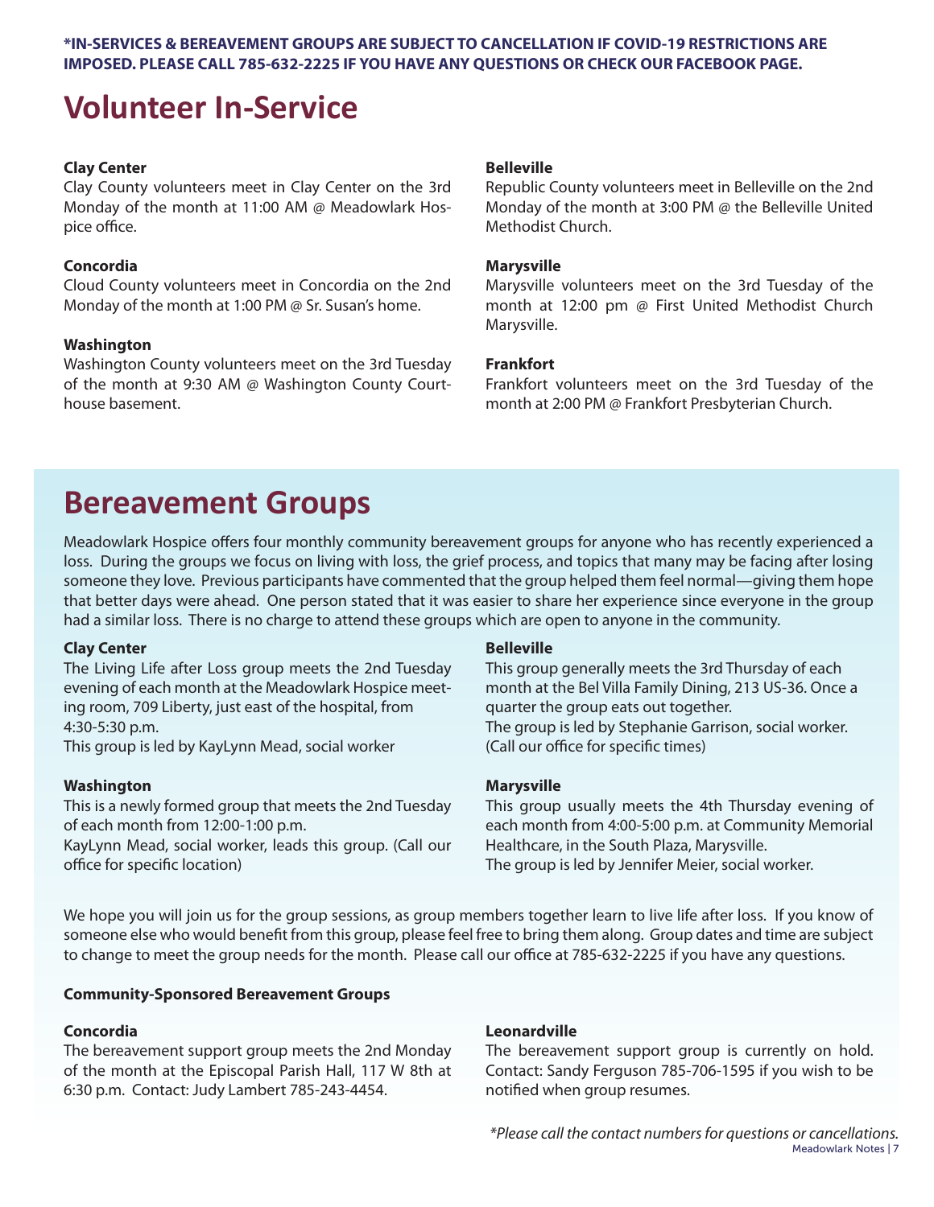**\*IN-SERVICES & BEREAVEMENT GROUPS ARE SUBJECT TO CANCELLATION IF COVID-19 RESTRICTIONS ARE IMPOSED. PLEASE CALL 785-632-2225 IF YOU HAVE ANY QUESTIONS OR CHECK OUR FACEBOOK PAGE.**

# Volunteer In-Service

**Clay Center**
Clay County volunteers meet in Clay Center on the 3rd Monday of the month at 11:00 AM @ Meadowlark Hospice office.

**Concordia**
Cloud County volunteers meet in Concordia on the 2nd Monday of the month at 1:00 PM @ Sr. Susan's home.

**Washington**
Washington County volunteers meet on the 3rd Tuesday of the month at 9:30 AM @ Washington County Courthouse basement.

**Belleville**
Republic County volunteers meet in Belleville on the 2nd Monday of the month at 3:00 PM @ the Belleville United Methodist Church.

**Marysville**
Marysville volunteers meet on the 3rd Tuesday of the month at 12:00 pm @ First United Methodist Church Marysville.

**Frankfort**
Frankfort volunteers meet on the 3rd Tuesday of the month at 2:00 PM @ Frankfort Presbyterian Church.

# Bereavement Groups

Meadowlark Hospice offers four monthly community bereavement groups for anyone who has recently experienced a loss. During the groups we focus on living with loss, the grief process, and topics that many may be facing after losing someone they love. Previous participants have commented that the group helped them feel normal—giving them hope that better days were ahead. One person stated that it was easier to share her experience since everyone in the group had a similar loss. There is no charge to attend these groups which are open to anyone in the community.

**Clay Center**
The Living Life after Loss group meets the 2nd Tuesday evening of each month at the Meadowlark Hospice meeting room, 709 Liberty, just east of the hospital, from 4:30-5:30 p.m.
This group is led by KayLynn Mead, social worker

**Washington**
This is a newly formed group that meets the 2nd Tuesday of each month from 12:00-1:00 p.m.
KayLynn Mead, social worker, leads this group. (Call our office for specific location)

**Belleville**
This group generally meets the 3rd Thursday of each month at the Bel Villa Family Dining, 213 US-36. Once a quarter the group eats out together.
The group is led by Stephanie Garrison, social worker. (Call our office for specific times)

**Marysville**
This group usually meets the 4th Thursday evening of each month from 4:00-5:00 p.m. at Community Memorial Healthcare, in the South Plaza, Marysville.
The group is led by Jennifer Meier, social worker.

We hope you will join us for the group sessions, as group members together learn to live life after loss. If you know of someone else who would benefit from this group, please feel free to bring them along. Group dates and time are subject to change to meet the group needs for the month. Please call our office at 785-632-2225 if you have any questions.

**Community-Sponsored Bereavement Groups**

**Concordia**
The bereavement support group meets the 2nd Monday of the month at the Episcopal Parish Hall, 117 W 8th at 6:30 p.m. Contact: Judy Lambert 785-243-4454.

**Leonardville**
The bereavement support group is currently on hold. Contact: Sandy Ferguson 785-706-1595 if you wish to be notified when group resumes.

*\*Please call the contact numbers for questions or cancellations.*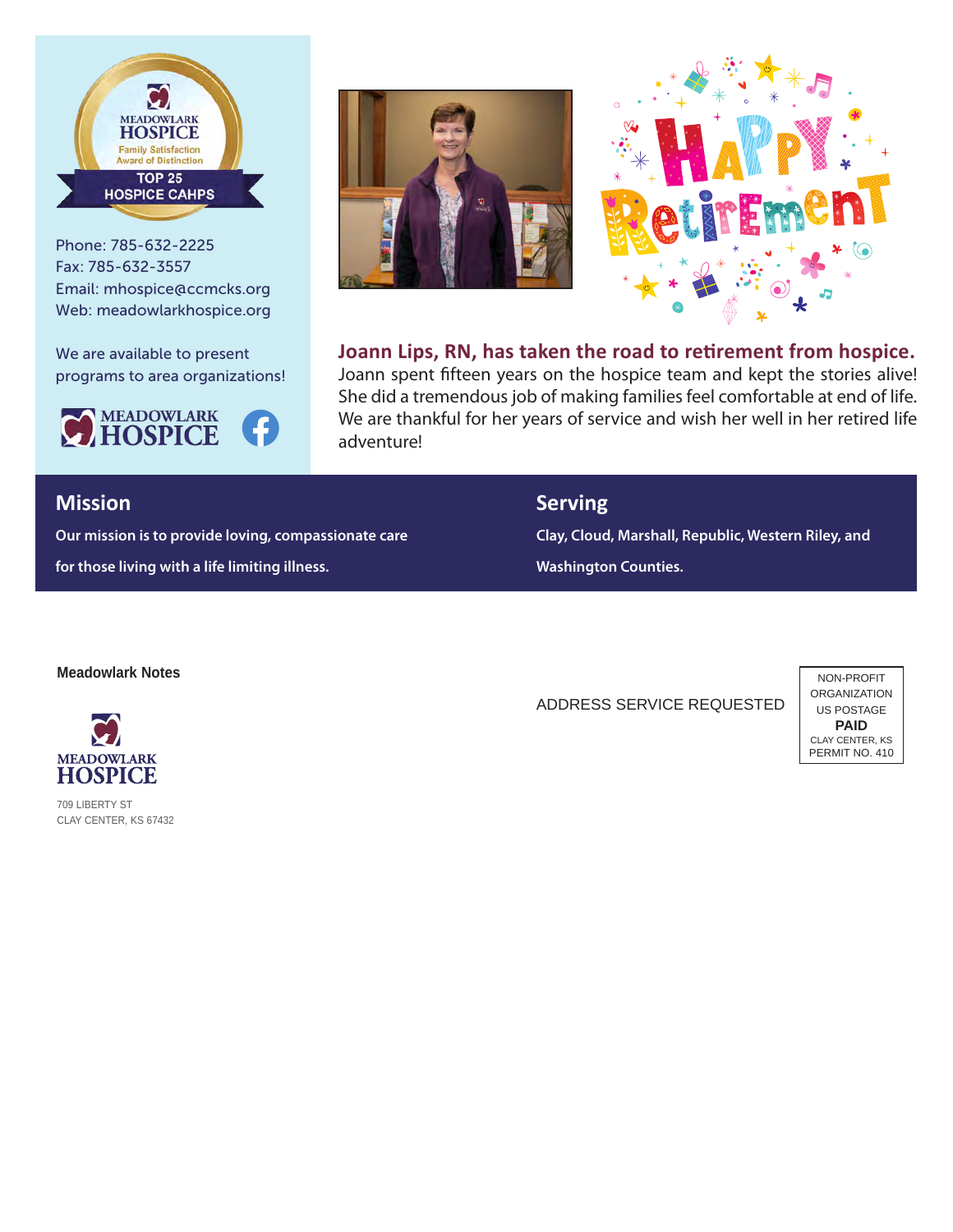MEADOWLARK HOSPICE
Family Satisfaction Award of Distinction
TOP 25 HOSPICE CAHPS

Phone: 785-632-2225
Fax: 785-632-3557
Email: mhospice@ccmcks.org
Web: meadowlarkhospice.org

We are available to present programs to area organizations!

MEADOWLARK HOSPICE

HAPPY Retirement

**Joann Lips, RN, has taken the road to retirement from hospice.** Joann spent fifteen years on the hospice team and kept the stories alive! She did a tremendous job of making families feel comfortable at end of life. We are thankful for her years of service and wish her well in her retired life adventure!

## Mission

**Our mission is to provide loving, compassionate care for those living with a life limiting illness.**

## Serving

**Clay, Cloud, Marshall, Republic, Western Riley, and Washington Counties.**

**Meadowlark Notes**

MEADOWLARK HOSPICE

709 LIBERTY ST
CLAY CENTER, KS 67432

ADDRESS SERVICE REQUESTED

NON-PROFIT ORGANIZATION
US POSTAGE
**PAID**
CLAY CENTER, KS
PERMIT NO. 410